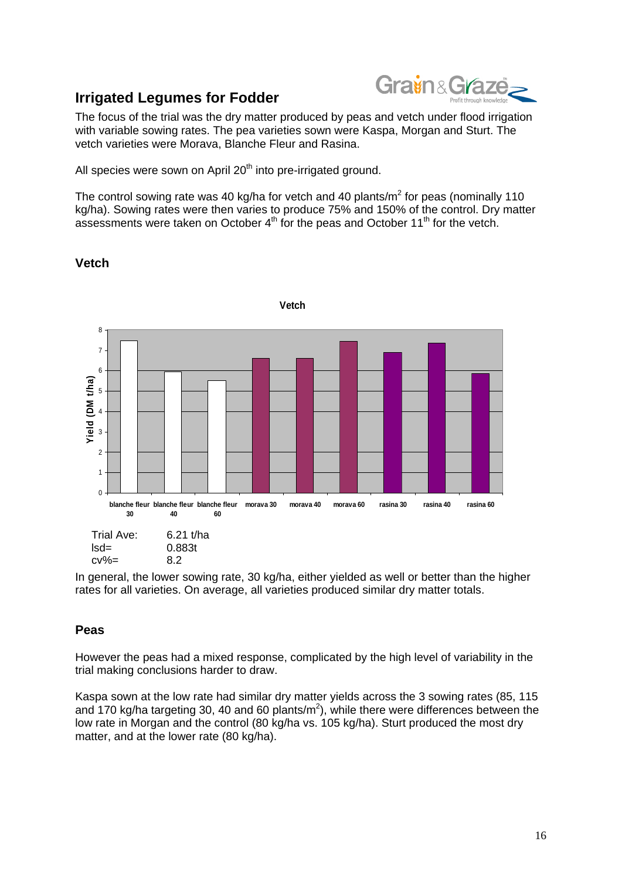## Irrigated Legumes for Fodder

The focus of the trial was the dry matter produced by peas and vetch under flood irrigation with variable sowing rates. The pea varieties sown were Kaspa, Morgan and Sturt. The vetch varieties were Morava, Blanche Fleur and Rasina.

All species were sown on April 20th into pre-irrigated ground.

The control sowing rate was 40 kg/ha for vetch and 40 plants/m$^2$ for peas (nominally 110 kg/ha). Sowing rates were then varies to produce 75% and 150% of the control. Dry matter assessments were taken on October 4th for the peas and October 11th for the vetch.

### Vetch

Trial Ave: 6.21 t/ha
lsd= 0.883t
cv%= 8.2

In general, the lower sowing rate, 30 kg/ha, either yielded as well or better than the higher rates for all varieties. On average, all varieties produced similar dry matter totals.

### Peas

However the peas had a mixed response, complicated by the high level of variability in the trial making conclusions harder to draw.

Kaspa sown at the low rate had similar dry matter yields across the 3 sowing rates (85, 115 and 170 kg/ha targeting 30, 40 and 60 plants/m$^2$), while there were differences between the low rate in Morgan and the control (80 kg/ha vs. 105 kg/ha). Sturt produced the most dry matter, and at the lower rate (80 kg/ha).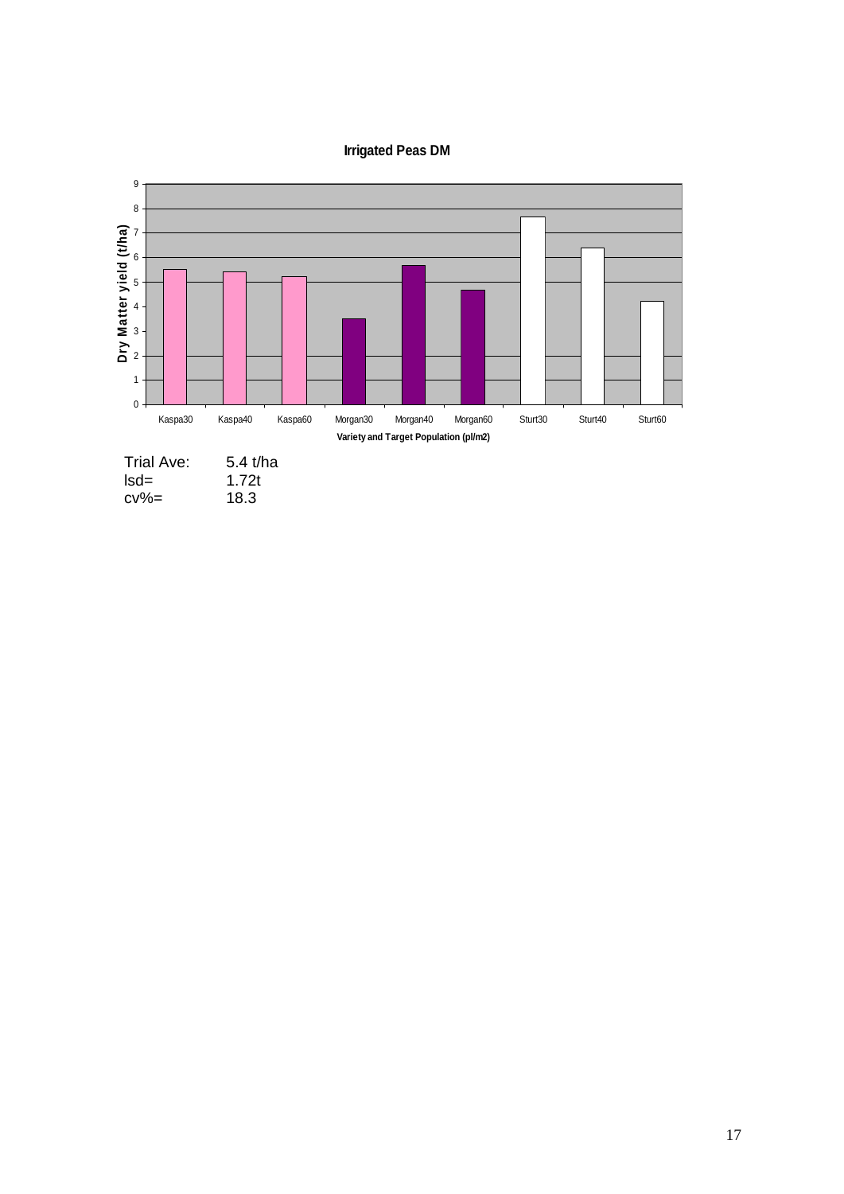**Irrigated Peas DM**

Dry Matter yield (t/ha)

0
1
2
3
4
5
6
7
8
9

Kaspa30 Kaspa40 Kaspa60 Morgan30 Morgan40 Morgan60 Sturt30 Sturt40 Sturt60

Variety and Target Population (pl/m2)

Trial Ave: 5.4 t/ha
lsd= 1.72t
cv%= 18.3